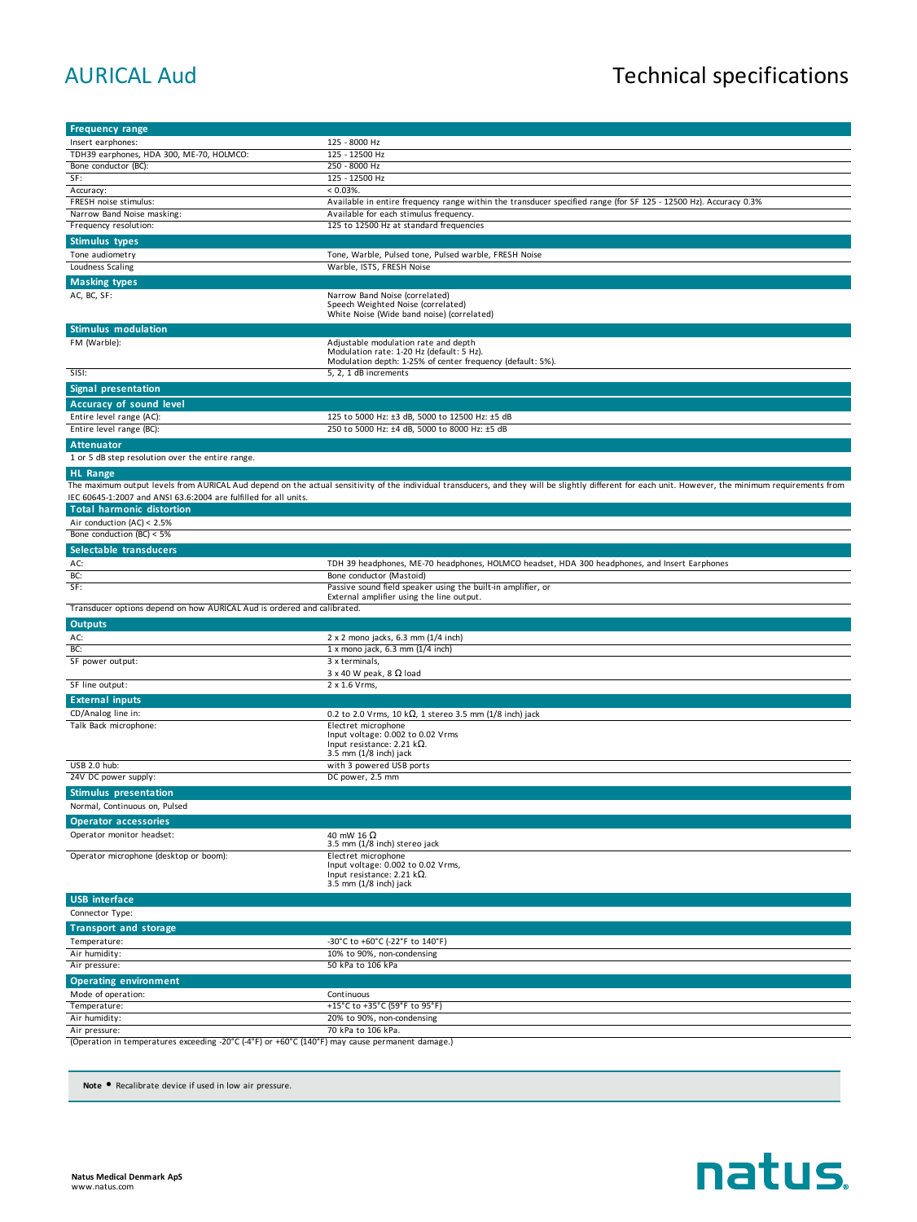# AURICAL Aud

# Technical specifications

## Frequency range

| | |
|---|---|
| Insert earphones: | 125 - 8000 Hz |
| TDH39 earphones, HDA 300, ME-70, HOLMCO: | 125 - 12500 Hz |
| Bone conductor (BC): | 250 - 8000 Hz |
| SF: | 125 - 12500 Hz |
| Accuracy: | < 0.03%. |
| FRESH noise stimulus: | Available in entire frequency range within the transducer specified range (for SF 125 - 12500 Hz). Accuracy 0.3% |
| Narrow Band Noise masking: | Available for each stimulus frequency. |
| Frequency resolution: | 125 to 12500 Hz at standard frequencies |

## Stimulus types

| | |
|---|---|
| Tone audiometry | Tone, Warble, Pulsed tone, Pulsed warble, FRESH Noise |
| Loudness Scaling | Warble, ISTS, FRESH Noise |

## Masking types

| | |
|---|---|
| AC, BC, SF: | Narrow Band Noise (correlated)<br>Speech Weighted Noise (correlated)<br>White Noise (Wide band noise) (correlated) |

## Stimulus modulation

| | |
|---|---|
| FM (Warble): | Adjustable modulation rate and depth<br>Modulation rate: 1-20 Hz (default: 5 Hz).<br>Modulation depth: 1-25% of center frequency (default: 5%). |
| SISI: | 5, 2, 1 dB increments |

## Signal presentation

## Accuracy of sound level

| | |
|---|---|
| Entire level range (AC): | 125 to 5000 Hz: ±3 dB, 5000 to 12500 Hz: ±5 dB |
| Entire level range (BC): | 250 to 5000 Hz: ±4 dB, 5000 to 8000 Hz: ±5 dB |

## Attenuator

1 or 5 dB step resolution over the entire range.

## HL Range

The maximum output levels from AURICAL Aud depend on the actual sensitivity of the individual transducers, and they will be slightly different for each unit. However, the minimum requirements from IEC 60645-1:2007 and ANSI 63.6:2004 are fulfilled for all units.

## Total harmonic distortion

Air conduction (AC) < 2.5%

Bone conduction (BC) < 5%

## Selectable transducers

| | |
|---|---|
| AC: | TDH 39 headphones, ME-70 headphones, HOLMCO headset, HDA 300 headphones, and Insert Earphones |
| BC: | Bone conductor (Mastoid) |
| SF: | Passive sound field speaker using the built-in amplifier, or<br>External amplifier using the line output. |

Transducer options depend on how AURICAL Aud is ordered and calibrated.

## Outputs

| | |
|---|---|
| AC: | 2 x 2 mono jacks, 6.3 mm (1/4 inch) |
| BC: | 1 x mono jack, 6.3 mm (1/4 inch) |
| SF power output: | 3 x terminals,<br>3 x 40 W peak, 8 Ω load |
| SF line output: | 2 x 1.6 Vrms, |

## External inputs

| | |
|---|---|
| CD/Analog line in: | 0.2 to 2.0 Vrms, 10 kΩ, 1 stereo 3.5 mm (1/8 inch) jack |
| Talk Back microphone: | Electret microphone<br>Input voltage: 0.002 to 0.02 Vrms<br>Input resistance: 2.21 kΩ.<br>3.5 mm (1/8 inch) jack |
| USB 2.0 hub: | with 3 powered USB ports |
| 24V DC power supply: | DC power, 2.5 mm |

## Stimulus presentation

Normal, Continuous on, Pulsed

## Operator accessories

| | |
|---|---|
| Operator monitor headset: | 40 mW 16 Ω<br>3.5 mm (1/8 inch) stereo jack |
| Operator microphone (desktop or boom): | Electret microphone<br>Input voltage: 0.002 to 0.02 Vrms,<br>Input resistance: 2.21 kΩ.<br>3.5 mm (1/8 inch) jack |

## USB interface

Connector Type:

## Transport and storage

| | |
|---|---|
| Temperature: | -30°C to +60°C (-22°F to 140°F) |
| Air humidity: | 10% to 90%, non-condensing |
| Air pressure: | 50 kPa to 106 kPa |

## Operating environment

| | |
|---|---|
| Mode of operation: | Continuous |
| Temperature: | +15°C to +35°C (59°F to 95°F) |
| Air humidity: | 20% to 90%, non-condensing |
| Air pressure: | 70 kPa to 106 kPa. |

(Operation in temperatures exceeding -20°C (-4°F) or +60°C (140°F) may cause permanent damage.)

**Note** • Recalibrate device if used in low air pressure.

**Natus Medical Denmark ApS**
www.natus.com

natus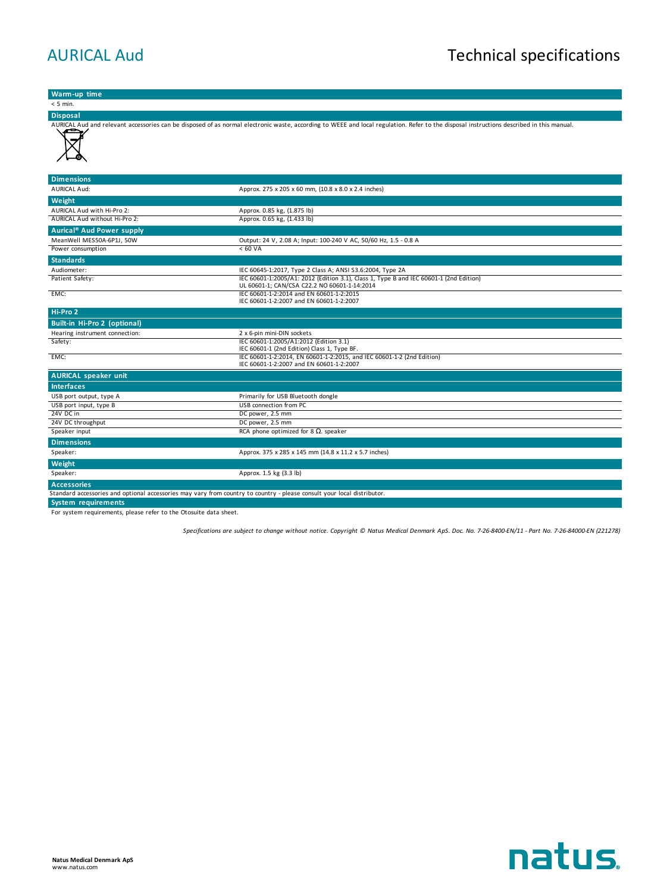# AURICAL Aud

# Technical specifications

### Warm-up time

< 5 min.

### Disposal

AURICAL Aud and relevant accessories can be disposed of as normal electronic waste, according to WEEE and local regulation. Refer to the disposal instructions described in this manual.

### Dimensions

| | |
|---|---|
| AURICAL Aud: | Approx. 275 x 205 x 60 mm, (10.8 x 8.0 x 2.4 inches) |

### Weight

| | |
|---|---|
| AURICAL Aud with Hi-Pro 2: | Approx. 0.85 kg, (1.875 lb) |
| AURICAL Aud without Hi-Pro 2: | Approx. 0.65 kg, (1.433 lb) |

### Aurical® Aud Power supply

| | |
|---|---|
| MeanWell MES50A-6P1J, 50W | Output: 24 V, 2.08 A; Input: 100-240 V AC, 50/60 Hz, 1.5 - 0.8 A |
| Power consumption | < 60 VA |

### Standards

| | |
|---|---|
| Audiometer: | IEC 60645-1:2017, Type 2 Class A; ANSI S3.6:2004, Type 2A |
| Patient Safety: | IEC 60601-1:2005/A1: 2012 (Edition 3.1), Class 1, Type B and IEC 60601-1 (2nd Edition) UL 60601-1; CAN/CSA C22.2 NO 60601-1-14:2014 |
| EMC: | IEC 60601-1-2:2014 and EN 60601-1-2:2015 IEC 60601-1-2:2007 and EN 60601-1-2:2007 |

## Hi-Pro 2

### Built-in Hi-Pro 2 (optional)

| | |
|---|---|
| Hearing instrument connection: | 2 x 6-pin mini-DIN sockets |
| Safety: | IEC 60601-1:2005/A1:2012 (Edition 3.1) IEC 60601-1 (2nd Edition) Class 1, Type BF. |
| EMC: | IEC 60601-1-2:2014, EN 60601-1-2:2015, and IEC 60601-1-2 (2nd Edition) IEC 60601-1-2:2007 and EN 60601-1-2:2007 |

## AURICAL speaker unit

### Interfaces

| | |
|---|---|
| USB port output, type A | Primarily for USB Bluetooth dongle |
| USB port input, type B | USB connection from PC |
| 24V DC in | DC power, 2.5 mm |
| 24V DC throughput | DC power, 2.5 mm |
| Speaker input | RCA phone optimized for 8 Ω. speaker |

### Dimensions

| | |
|---|---|
| Speaker: | Approx. 375 x 285 x 145 mm (14.8 x 11.2 x 5.7 inches) |

### Weight

| | |
|---|---|
| Speaker: | Approx. 1.5 kg (3.3 lb) |

### Accessories

Standard accessories and optional accessories may vary from country to country - please consult your local distributor.

### System requirements

For system requirements, please refer to the Otosuite data sheet.

*Specifications are subject to change without notice. Copyright © Natus Medical Denmark ApS. Doc. No. 7-26-8400-EN/11 - Part No. 7-26-84000-EN (221278)*

**Natus Medical Denmark ApS**
www.natus.com